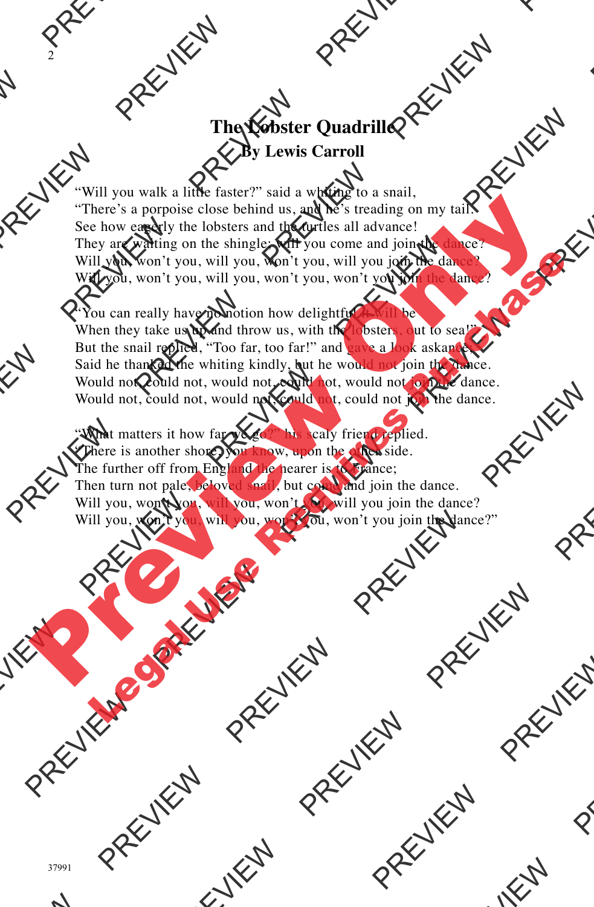# The Lobster Quadrille

## By Lewis Carroll

"Will you walk a little faster?" said a whiting to a snail,
"There's a porpoise close behind us, and he's treading on my tail.
See how eagerly the lobsters and the turtles all advance!
They are waiting on the shingle; will you come and join the dance?
Will you, won't you, will you, won't you, will you join the dance?
Will you, won't you, will you, won't you, won't you join the dance?

"You can really have no notion how delightful it will be
When they take us up and throw us, with the lobsters, out to sea!"
But the snail replied, "Too far, too far!" and gave a look askance;
Said he thanked the whiting kindly, but he would not join the dance.
Would not, could not, would not, could not, would not join the dance.
Would not, could not, would not, could not, could not join the dance.

"What matters it how far we go?" his scaly friend replied.
"There is another shore, you know, upon the other side.
The further off from England the nearer is to France;
Then turn not pale, beloved snail, but come and join the dance.
Will you, won't you, will you, won't you, will you join the dance?
Will you, won't you, will you, won't you, won't you join the dance?"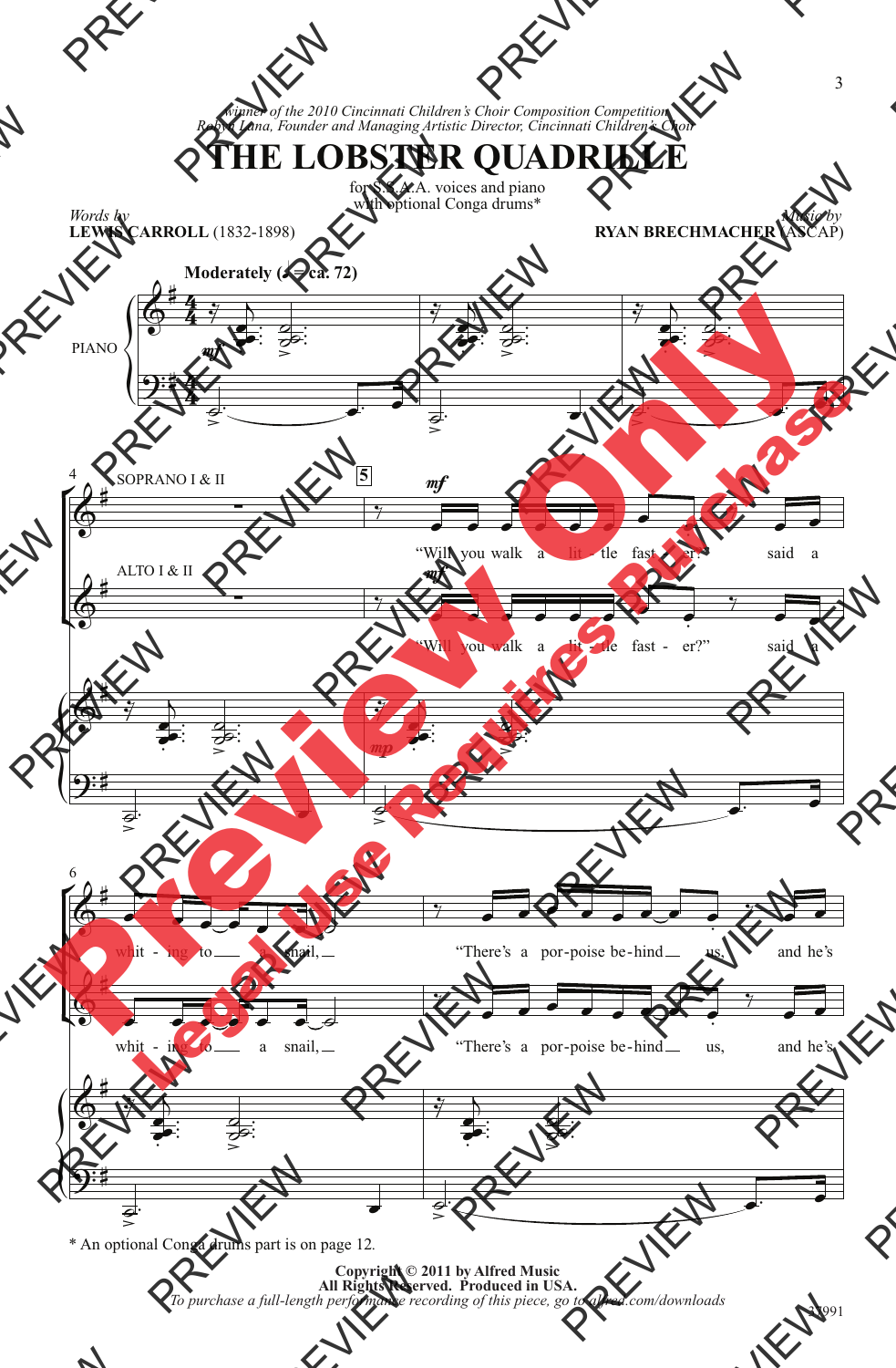*Winner of the 2010 Cincinnati Children's Choir Composition Competition*
*Robyn Lana, Founder and Managing Artistic Director, Cincinnati Children's Choir*

# THE LOBSTER QUADRILLE

for S.S.A.A. voices and piano
with optional Conga drums*

*Words by*
**LEWIS CARROLL** (1832-1898)

*Music by*
**RYAN BRECHMACHER** (ASCAP)

**Moderately** (♩ = ca. 72)

PIANO

SOPRANO I & II

ALTO I & II

"Will you walk a lit - tle fast - er?" said a whit - ing to a snail, "There's a por-poise be-hind us, and he's

* An optional Conga drums part is on page 12.

**Copyright © 2011 by Alfred Music**
**All Rights Reserved. Produced in USA.**
*To purchase a full-length performance recording of this piece, go to alfred.com/downloads*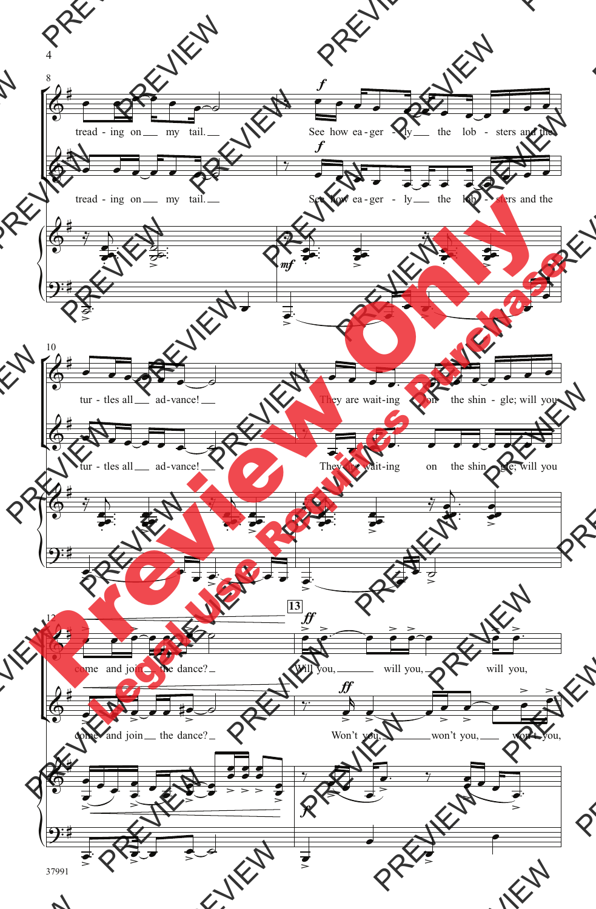tread - ing on my tail. See how ea - ger - ly the lob - sters and the

tread - ing on my tail. See how ea - ger - ly the lob - sters and the

tur - tles all ad - vance! They are wait-ing on the shin - gle; will you

tur - tles all ad - vance! They are wait-ing on the shin - gle; will you

come and join the dance? Will you, will you, will you,

come and join the dance? Won't you, won't you, won't you,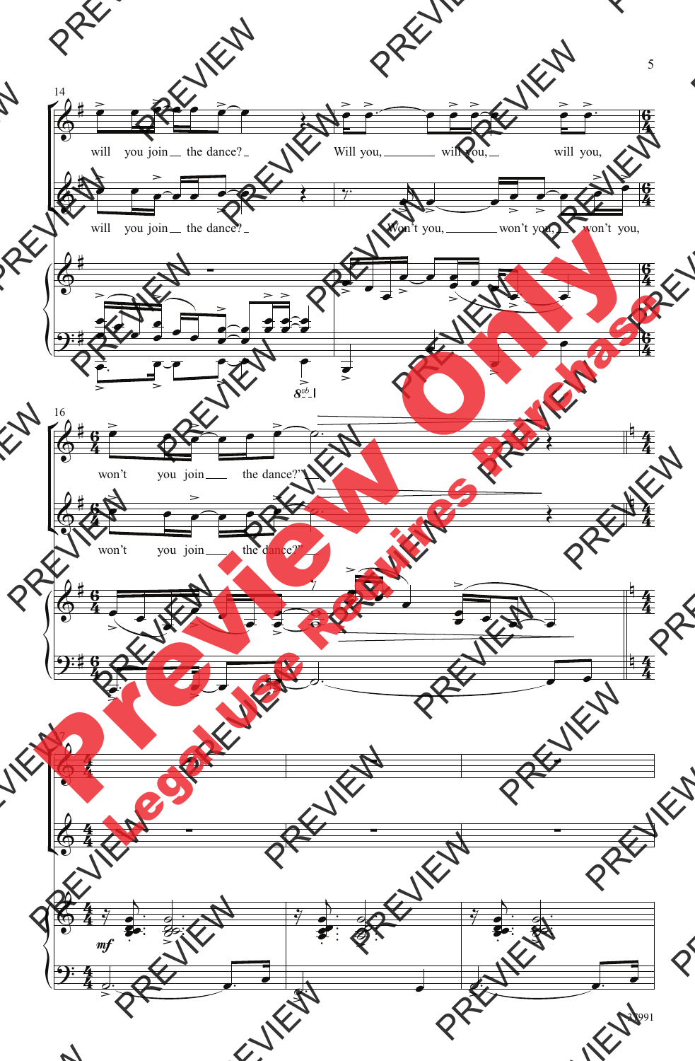14

will you join the dance? Will you, will you, will you,

will you join the dance? Won't you, won't you, won't you,

16

won't you join the dance?"

won't you join the dance?"

17

*mf*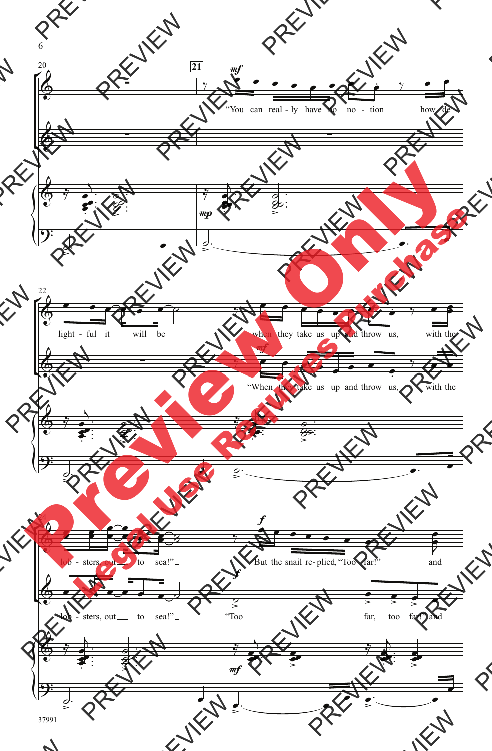"You can real - ly have no no - tion how de - light - ful it will be when they take us up and throw us, with the lob - sters, out to sea!"

"When they take us up and throw us, with the lob - sters, out to sea!"

But the snail re - plied, "Too far!" and

"Too far, too far!" and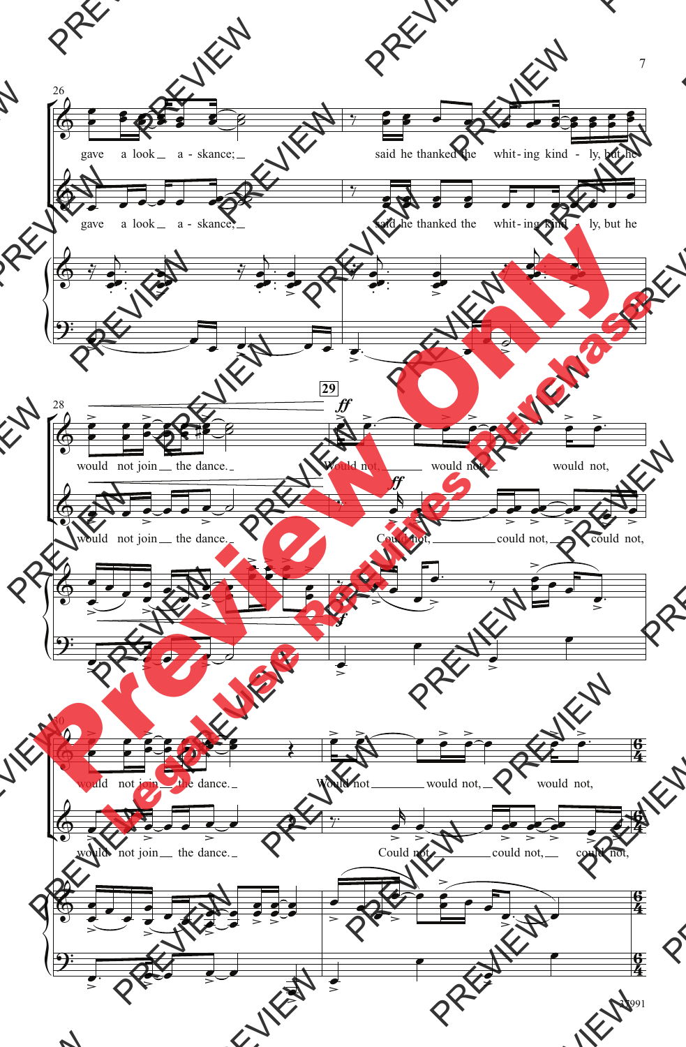gave a look a - skance; said he thanked the whit - ing kind - ly, but he

gave a look a - skance; said he thanked the whit - ing kind - ly, but he

would not join the dance. Would not, would not, would not,

would not join the dance. Could not, could not, could not,

would not join the dance. Would not would not, would not,

would not join the dance. Could not could not, could not,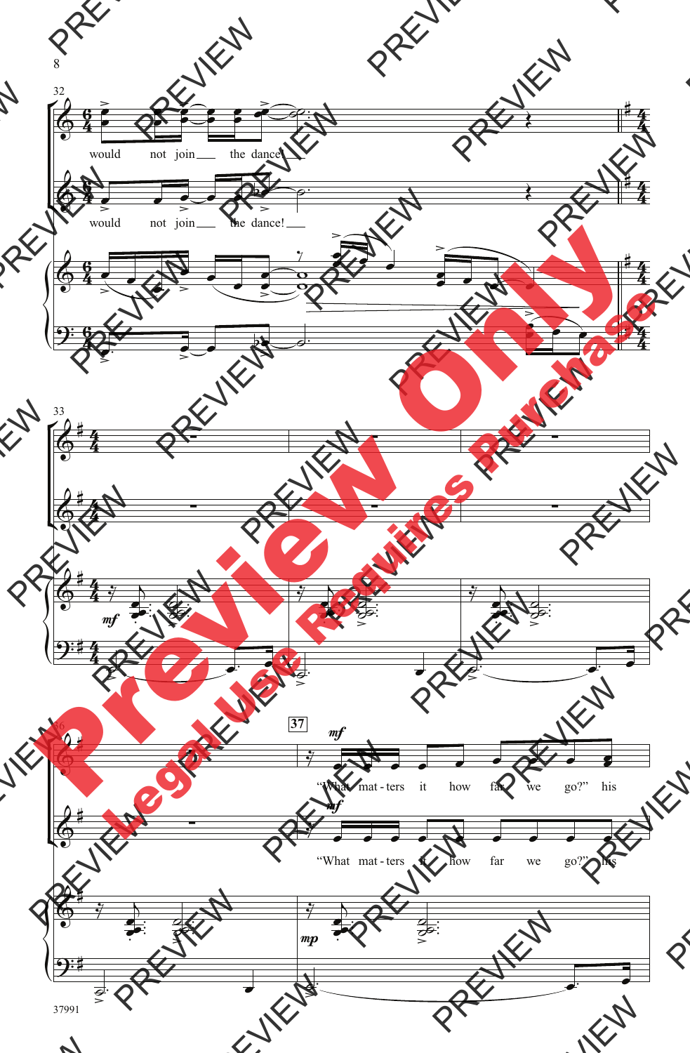would not join the dance!

would not join the dance!

37

"What mat - ters it how far we go?" his

"What mat - ters it how far we go?" his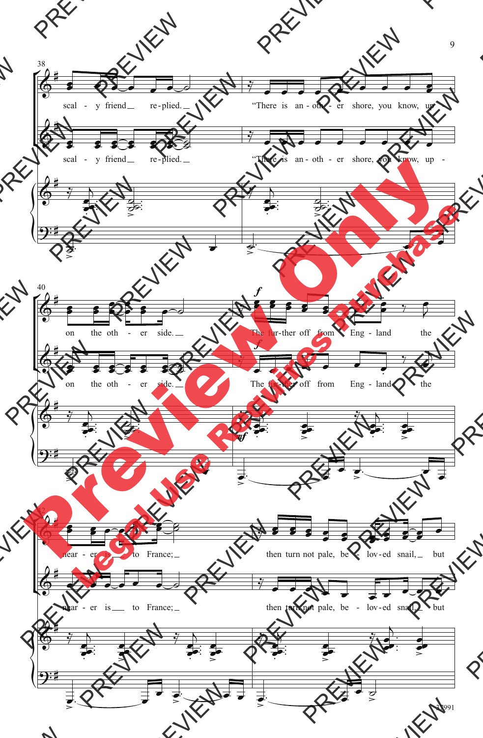38

scal - y friend re-plied.

"There is an - oth - er shore, you know, up -

scal - y friend re-plied.

"There is an - oth - er shore, you know, up -

40

*f*

on the oth - er side.

The fur-ther off from Eng - land the

*f*

on the oth - er side.

The fur-ther off from Eng - land the

*mf*

42

near - er is to France;

then turn not pale, be - lov-ed snail, but

near - er is to France;

then turn not pale, be - lov-ed snail, but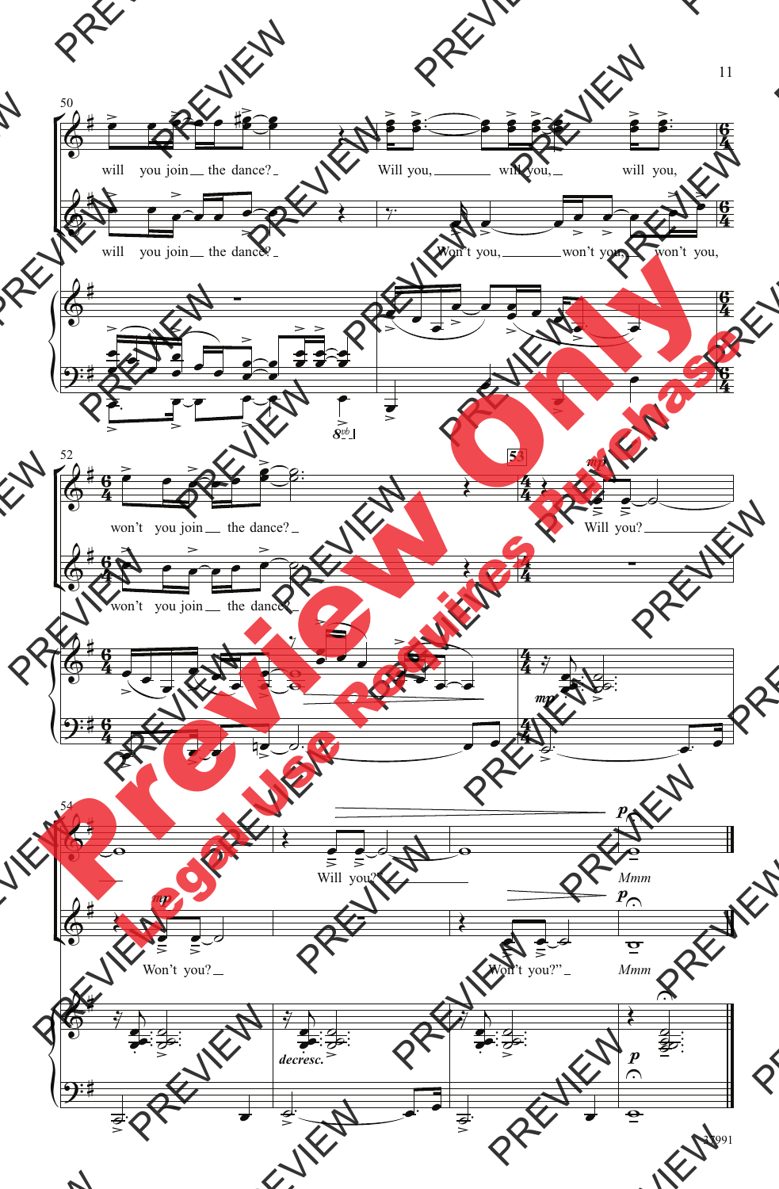50

will you join the dance? Will you, will you, will you,

will you join the dance? Won't you, won't you, won't you,

52

won't you join the dance?

won't you join the dance?

53

*mp*

Will you?

54

*mp*

Won't you?

Will you?

*decresc.*

Won't you?"

*p*

Mmm

*p*

Mmm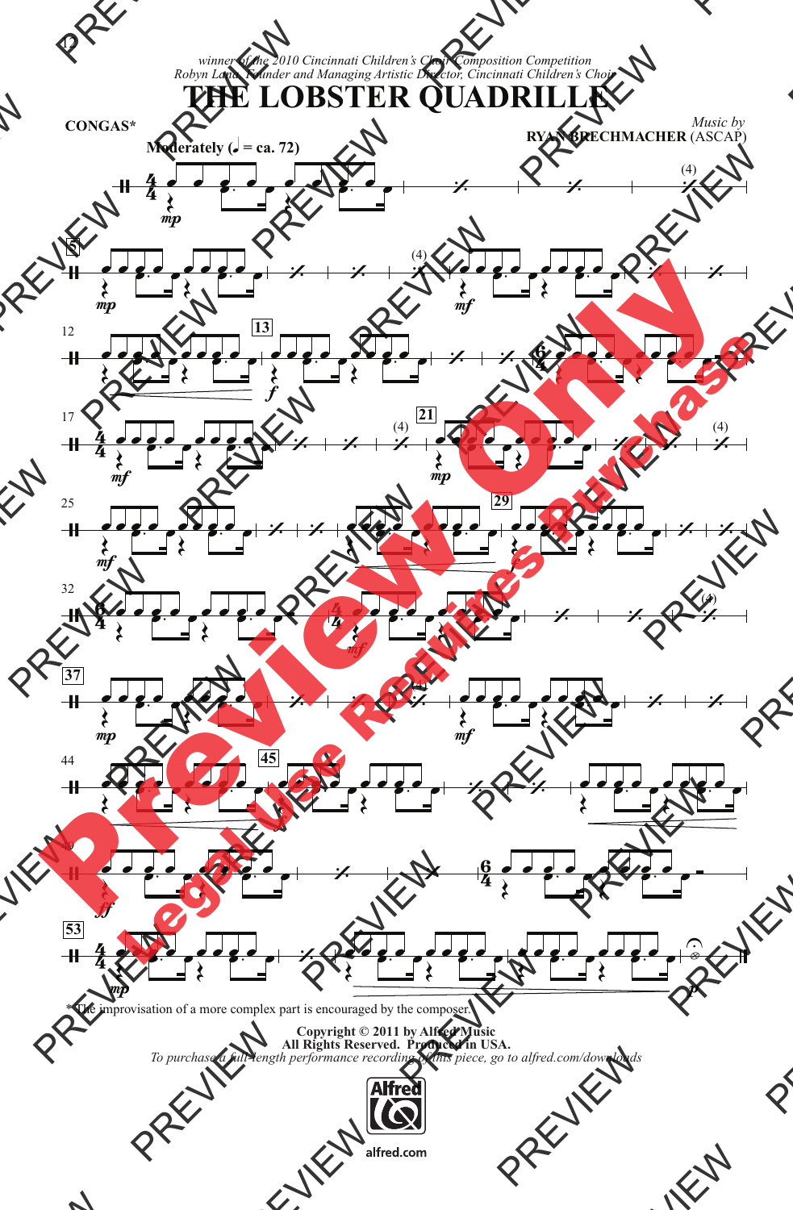*winner of the 2010 Cincinnati Children's Choir Composition Competition*
*Robyn Lana, Founder and Managing Artistic Director, Cincinnati Children's Choir*

# THE LOBSTER QUADRILLE

**CONGAS***

*Music by*
**RYAN BRECHMACHER** (ASCAP)

**Moderately (♩ = ca. 72)**

*The improvisation of a more complex part is encouraged by the composer.

**Copyright © 2011 by Alfred Music**
**All Rights Reserved. Produced in USA.**
*To purchase a full-length performance recording of this piece, go to alfred.com/downloads*

alfred.com